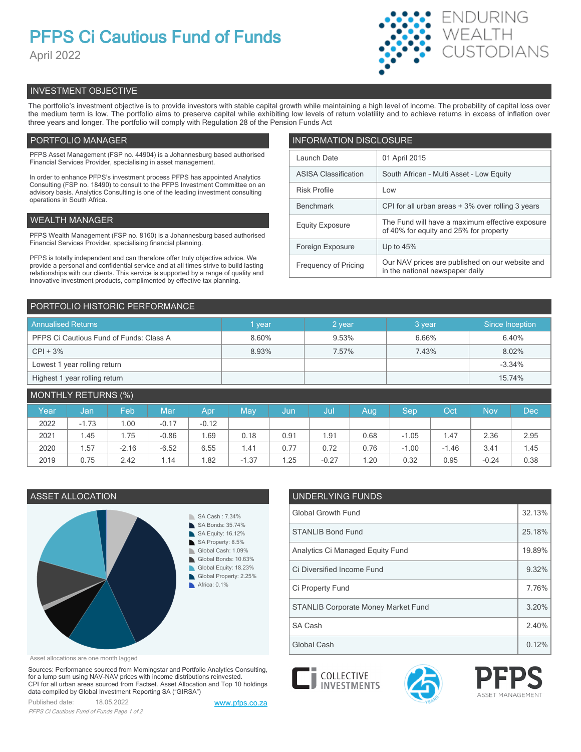# PFPS Ci Cautious Fund of Funds

April 2022

ENDURING WEALTH CUSTODIANS

## INVESTMENT OBJECTIVE

The portfolio's investment objective is to provide investors with stable capital growth while maintaining a high level of income. The probability of capital loss over the medium term is low. The portfolio aims to preserve capital while exhibiting low levels of return volatility and to achieve returns in excess of inflation over three years and longer. The portfolio will comply with Regulation 28 of the Pension Funds Act

## PORTFOLIO MANAGER

PFPS Asset Management (FSP no. 44904) is a Johannesburg based authorised Financial Services Provider, specialising in asset management.

In order to enhance PFPS's investment process PFPS has appointed Analytics Consulting (FSP no. 18490) to consult to the PFPS Investment Committee on an advisory basis. Analytics Consulting is one of the leading investment consulting operations in South Africa.

## WEALTH MANAGER

PFPS Wealth Management (FSP no. 8160) is a Johannesburg based authorised Financial Services Provider, specialising financial planning.

PFPS is totally independent and can therefore offer truly objective advice. We provide a personal and confidential service and at all times strive to build lasting relationships with our clients. This service is supported by a range of quality and innovative investment products, complimented by effective tax planning.

## INFORMATION DISCLOSURE

| | |
|---|---|
| Launch Date | 01 April 2015 |
| ASISA Classification | South African - Multi Asset - Low Equity |
| Risk Profile | Low |
| Benchmark | CPI for all urban areas + 3% over rolling 3 years |
| Equity Exposure | The Fund will have a maximum effective exposure of 40% for equity and 25% for property |
| Foreign Exposure | Up to 45% |
| Frequency of Pricing | Our NAV prices are published on our website and in the national newspaper daily |

## PORTFOLIO HISTORIC PERFORMANCE

| Annualised Returns | 1 year | 2 year | 3 year | Since Inception |
|---|---|---|---|---|
| PFPS Ci Cautious Fund of Funds: Class A | 8.60% | 9.53% | 6.66% | 6.40% |
| CPI + 3% | 8.93% | 7.57% | 7.43% | 8.02% |
| Lowest 1 year rolling return | | | | -3.34% |
| Highest 1 year rolling return | | | | 15.74% |

## MONTHLY RETURNS (%)

| Year | Jan | Feb | Mar | Apr | May | Jun | Jul | Aug | Sep | Oct | Nov | Dec |
|---|---|---|---|---|---|---|---|---|---|---|---|---|
| 2022 | -1.73 | 1.00 | -0.17 | -0.12 | | | | | | | | |
| 2021 | 1.45 | 1.75 | -0.86 | 1.69 | 0.18 | 0.91 | 1.91 | 0.68 | -1.05 | 1.47 | 2.36 | 2.95 |
| 2020 | 1.57 | -2.16 | -6.52 | 6.55 | 1.41 | 0.77 | 0.72 | 0.76 | -1.00 | -1.46 | 3.41 | 1.45 |
| 2019 | 0.75 | 2.42 | 1.14 | 1.82 | -1.37 | 1.25 | -0.27 | 1.20 | 0.32 | 0.95 | -0.24 | 0.38 |

## ASSET ALLOCATION

- SA Cash : 7.34%
- SA Bonds: 35.74%
- SA Equity: 16.12%
- SA Property: 8.5%
- Global Cash: 1.09%
- Global Bonds: 10.63%
- Global Equity: 18.23%
- Global Property: 2.25%
- Africa: 0.1%

Asset allocations are one month lagged

## UNDERLYING FUNDS

| | |
|---|---|
| Global Growth Fund | 32.13% |
| STANLIB Bond Fund | 25.18% |
| Analytics Ci Managed Equity Fund | 19.89% |
| Ci Diversified Income Fund | 9.32% |
| Ci Property Fund | 7.76% |
| STANLIB Corporate Money Market Fund | 3.20% |
| SA Cash | 2.40% |
| Global Cash | 0.12% |

Sources: Performance sourced from Morningstar and Portfolio Analytics Consulting, for a lump sum using NAV-NAV prices with income distributions reinvested.
CPI for all urban areas sourced from Factset. Asset Allocation and Top 10 holdings data compiled by Global Investment Reporting SA ("GIRSA")

Published date: 18.05.2022

www.pfps.co.za

COLLECTIVE INVESTMENTS

PFPS ASSET MANAGEMENT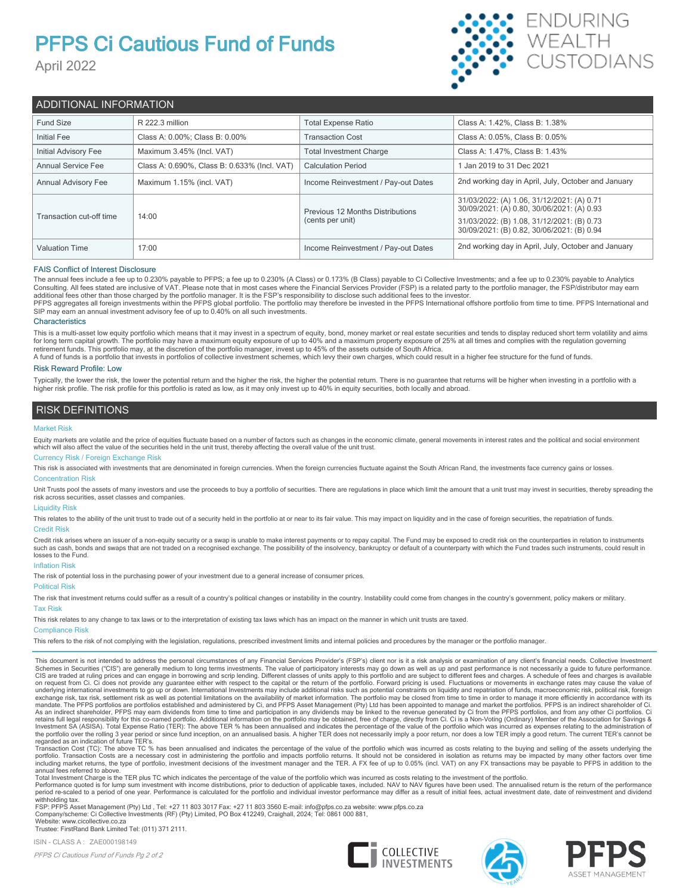# PFPS Ci Cautious Fund of Funds

April 2022

ENDURING WEALTH CUSTODIANS

## ADDITIONAL INFORMATION

| | | | |
|---|---|---|---|
| Fund Size | R 222.3 million | Total Expense Ratio | Class A: 1.42%, Class B: 1.38% |
| Initial Fee | Class A: 0.00%; Class B: 0.00% | Transaction Cost | Class A: 0.05%, Class B: 0.05% |
| Initial Advisory Fee | Maximum 3.45% (Incl. VAT) | Total Investment Charge | Class A: 1.47%, Class B: 1.43% |
| Annual Service Fee | Class A: 0.690%, Class B: 0.633% (Incl. VAT) | Calculation Period | 1 Jan 2019 to 31 Dec 2021 |
| Annual Advisory Fee | Maximum 1.15% (incl. VAT) | Income Reinvestment / Pay-out Dates | 2nd working day in April, July, October and January |
| Transaction cut-off time | 14:00 | Previous 12 Months Distributions (cents per unit) | 31/03/2022: (A) 1.06, 31/12/2021: (A) 0.71 30/09/2021: (A) 0.80, 30/06/2021: (A) 0.93 31/03/2022: (B) 1.08, 31/12/2021: (B) 0.73 30/09/2021: (B) 0.82, 30/06/2021: (B) 0.94 |
| Valuation Time | 17:00 | Income Reinvestment / Pay-out Dates | 2nd working day in April, July, October and January |

### FAIS Conflict of Interest Disclosure

The annual fees include a fee up to 0.230% payable to PFPS; a fee up to 0.230% (A Class) or 0.173% (B Class) payable to Ci Collective Investments; and a fee up to 0.230% payable to Analytics Consulting. All fees stated are inclusive of VAT. Please note that in most cases where the Financial Services Provider (FSP) is a related party to the portfolio manager, the FSP/distributor may earn additional fees other than those charged by the portfolio manager. It is the FSP's responsibility to disclose such additional fees to the investor.
PFPS aggregates all foreign investments within the PFPS global portfolio. The portfolio may therefore be invested in the PFPS International offshore portfolio from time to time. PFPS International and SIP may earn an annual investment advisory fee of up to 0.40% on all such investments.

### Characteristics

This is a multi-asset low equity portfolio which means that it may invest in a spectrum of equity, bond, money market or real estate securities and tends to display reduced short term volatility and aims for long term capital growth. The portfolio may have a maximum equity exposure of up to 40% and a maximum property exposure of 25% at all times and complies with the regulation governing retirement funds. This portfolio may, at the discretion of the portfolio manager, invest up to 45% of the assets outside of South Africa.
A fund of funds is a portfolio that invests in portfolios of collective investment schemes, which levy their own charges, which could result in a higher fee structure for the fund of funds.

### Risk Reward Profile: Low

Typically, the lower the risk, the lower the potential return and the higher the risk, the higher the potential return. There is no guarantee that returns will be higher when investing in a portfolio with a higher risk profile. The risk profile for this portfolio is rated as low, as it may only invest up to 40% in equity securities, both locally and abroad.

## RISK DEFINITIONS

### Market Risk

Equity markets are volatile and the price of equities fluctuate based on a number of factors such as changes in the economic climate, general movements in interest rates and the political and social environment which will also affect the value of the securities held in the unit trust, thereby affecting the overall value of the unit trust.

### Currency Risk / Foreign Exchange Risk

This risk is associated with investments that are denominated in foreign currencies. When the foreign currencies fluctuate against the South African Rand, the investments face currency gains or losses.

### Concentration Risk

Unit Trusts pool the assets of many investors and use the proceeds to buy a portfolio of securities. There are regulations in place which limit the amount that a unit trust may invest in securities, thereby spreading the risk across securities, asset classes and companies.

### Liquidity Risk

This relates to the ability of the unit trust to trade out of a security held in the portfolio at or near to its fair value. This may impact on liquidity and in the case of foreign securities, the repatriation of funds.

### Credit Risk

Credit risk arises where an issuer of a non-equity security or a swap is unable to make interest payments or to repay capital. The Fund may be exposed to credit risk on the counterparties in relation to instruments such as cash, bonds and swaps that are not traded on a recognised exchange. The possibility of the insolvency, bankruptcy or default of a counterparty with which the Fund trades such instruments, could result in losses to the Fund.

### Inflation Risk

The risk of potential loss in the purchasing power of your investment due to a general increase of consumer prices.

### Political Risk

The risk that investment returns could suffer as a result of a country's political changes or instability in the country. Instability could come from changes in the country's government, policy makers or military.

### Tax Risk

This risk relates to any change to tax laws or to the interpretation of existing tax laws which has an impact on the manner in which unit trusts are taxed.

### Compliance Risk

This refers to the risk of not complying with the legislation, regulations, prescribed investment limits and internal policies and procedures by the manager or the portfolio manager.

This document is not intended to address the personal circumstances of any Financial Services Provider's (FSP's) client nor is it a risk analysis or examination of any client's financial needs. Collective Investment Schemes in Securities ("CIS") are generally medium to long terms investments. The value of participatory interests may go down as well as up and past performance is not necessarily a guide to future performance. CIS are traded at ruling prices and can engage in borrowing and scrip lending. Different classes of units apply to this portfolio and are subject to different fees and charges. A schedule of fees and charges is available on request from Ci. Ci does not provide any guarantee either with respect to the capital or the return of the portfolio. Forward pricing is used. Fluctuations or movements in exchange rates may cause the value of underlying international investments to go up or down. International Investments may include additional risks such as potential constraints on liquidity and repatriation of funds, macroeconomic risk, political risk, foreign exchange risk, tax risk, settlement risk as well as potential limitations on the availability of market information. The portfolio may be closed from time to time in order to manage it more efficiently in accordance with its mandate. The PFPS portfolios are portfolios established and administered by Ci, and PFPS Asset Management (Pty) Ltd has been appointed to manage and market the portfolios. PFPS is an indirect shareholder of Ci. As an indirect shareholder, PFPS may earn dividends from time to time and participation in any dividends may be linked to the revenue generated by Ci from the PFPS portfolios, and from any other Ci portfolios. Ci retains full legal responsibility for this co-named portfolio. Additional information on the portfolio may be obtained, free of charge, directly from Ci. Ci is a Non-Voting (Ordinary) Member of the Association for Savings & Investment SA (ASISA). Total Expense Ratio (TER): The above TER % has been annualised and indicates the percentage of the value of the portfolio which was incurred as expenses relating to the administration of the portfolio over the rolling 3 year period or since fund inception, on an annualised basis. A higher TER does not necessarily imply a poor return, nor does a low TER imply a good return. The current TER's cannot be regarded as an indication of future TER's.
Transaction Cost (TC): The above TC % has been annualised and indicates the percentage of the value of the portfolio which was incurred as costs relating to the buying and selling of the assets underlying the portfolio. Transaction Costs are a necessary cost in administering the portfolio and impacts portfolio returns. It should not be considered in isolation as returns may be impacted by many other factors over time including market returns, the type of portfolio, investment decisions of the investment manager and the TER. A FX fee of up to 0.05% (incl. VAT) on any FX transactions may be payable to PFPS in addition to the annual fees referred to above.
Total Investment Charge is the TER plus TC which indicates the percentage of the value of the portfolio which was incurred as costs relating to the investment of the portfolio.
Performance quoted is for lump sum investment with income distributions, prior to deduction of applicable taxes, included. NAV to NAV figures have been used. The annualised return is the return of the performance period re-scaled to a period of one year. Performance is calculated for the portfolio and individual investor performance may differ as a result of initial fees, actual investment date, date of reinvestment and dividend withholding tax.
FSP: PFPS Asset Management (Pty) Ltd , Tel: +27 11 803 3017 Fax: +27 11 803 3560 E-mail: info@pfps.co.za website: www.pfps.co.za
Company/scheme: Ci Collective Investments (RF) (Pty) Limited, PO Box 412249, Craighall, 2024; Tel: 0861 000 881,
Website: www.cicollective.co.za
Trustee: FirstRand Bank Limited Tel: (011) 371 2111.

ISIN - CLASS A : ZAE000198149